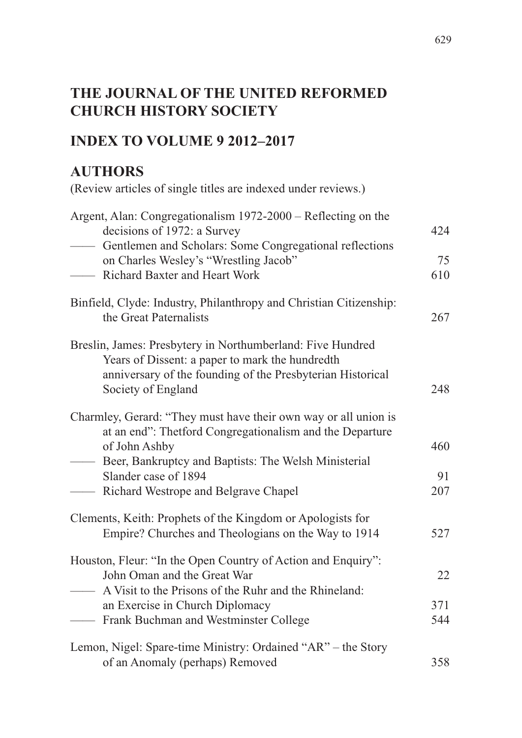# THE JOURNAL OF THE UNITED REFORMED CHURCH HISTORY SOCIETY

## INDEX TO VOLUME 9 2012–2017

## AUTHORS

(Review articles of single titles are indexed under reviews.)

Argent, Alan: Congregationalism 1972-2000 – Reflecting on the decisions of 1972: a Survey 424
—— Gentlemen and Scholars: Some Congregational reflections on Charles Wesley's "Wrestling Jacob" 75
—— Richard Baxter and Heart Work 610

Binfield, Clyde: Industry, Philanthropy and Christian Citizenship: the Great Paternalists 267

Breslin, James: Presbytery in Northumberland: Five Hundred Years of Dissent: a paper to mark the hundredth anniversary of the founding of the Presbyterian Historical Society of England 248

Charmley, Gerard: "They must have their own way or all union is at an end": Thetford Congregationalism and the Departure of John Ashby 460
—— Beer, Bankruptcy and Baptists: The Welsh Ministerial Slander case of 1894 91
—— Richard Westrope and Belgrave Chapel 207

Clements, Keith: Prophets of the Kingdom or Apologists for Empire? Churches and Theologians on the Way to 1914 527

Houston, Fleur: "In the Open Country of Action and Enquiry": John Oman and the Great War 22
—— A Visit to the Prisons of the Ruhr and the Rhineland: an Exercise in Church Diplomacy 371
—— Frank Buchman and Westminster College 544

Lemon, Nigel: Spare-time Ministry: Ordained "AR" – the Story of an Anomaly (perhaps) Removed 358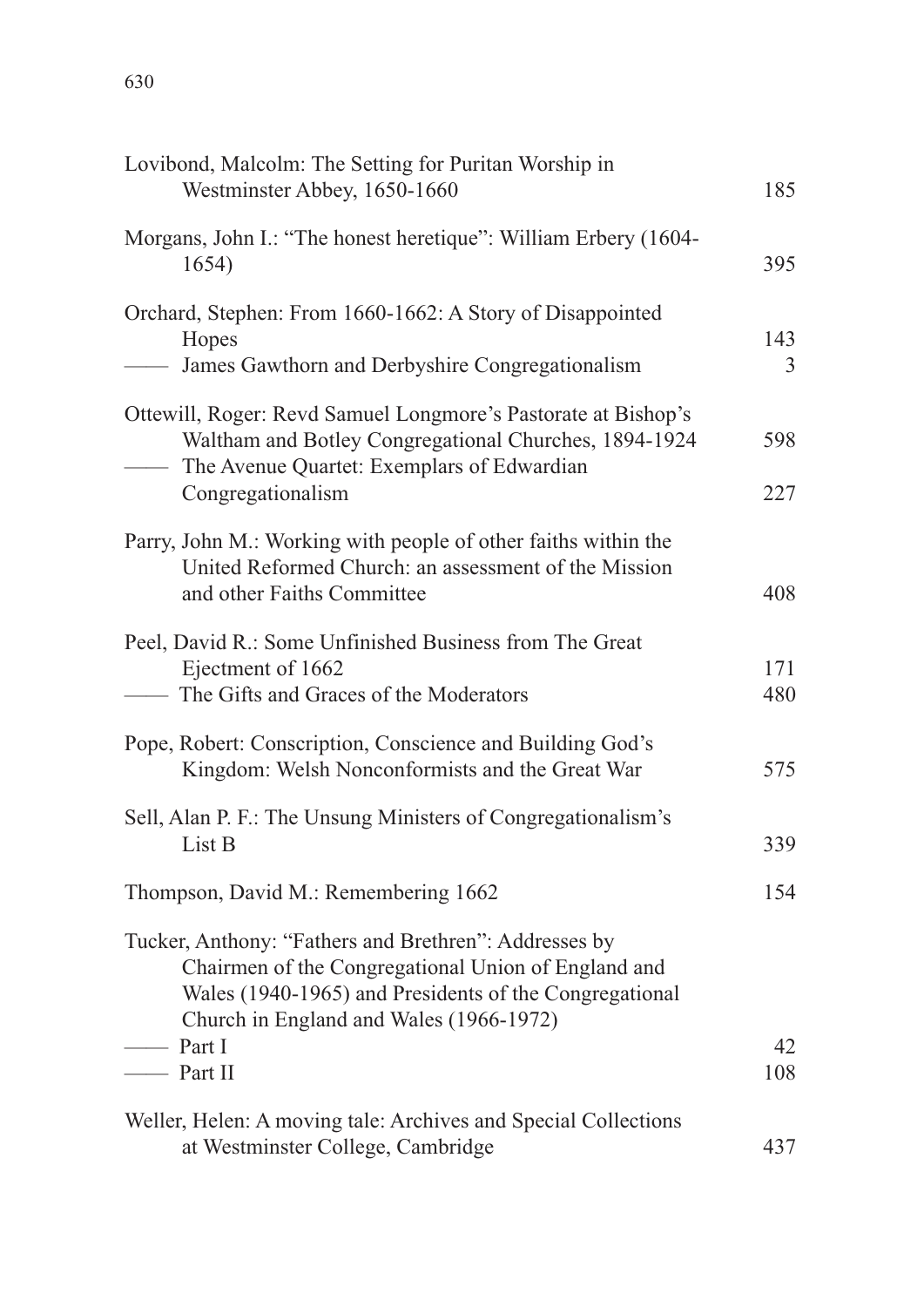Lovibond, Malcolm: The Setting for Puritan Worship in Westminster Abbey, 1650-1660 185

Morgans, John I.: "The honest heretique": William Erbery (1604-1654) 395

Orchard, Stephen: From 1660-1662: A Story of Disappointed Hopes 143
—— James Gawthorn and Derbyshire Congregationalism 3

Ottewill, Roger: Revd Samuel Longmore's Pastorate at Bishop's Waltham and Botley Congregational Churches, 1894-1924 598
—— The Avenue Quartet: Exemplars of Edwardian Congregationalism 227

Parry, John M.: Working with people of other faiths within the United Reformed Church: an assessment of the Mission and other Faiths Committee 408

Peel, David R.: Some Unfinished Business from The Great Ejectment of 1662 171
—— The Gifts and Graces of the Moderators 480

Pope, Robert: Conscription, Conscience and Building God's Kingdom: Welsh Nonconformists and the Great War 575

Sell, Alan P. F.: The Unsung Ministers of Congregationalism's List B 339

Thompson, David M.: Remembering 1662 154

Tucker, Anthony: "Fathers and Brethren": Addresses by Chairmen of the Congregational Union of England and Wales (1940-1965) and Presidents of the Congregational Church in England and Wales (1966-1972)
—— Part I 42
—— Part II 108

Weller, Helen: A moving tale: Archives and Special Collections at Westminster College, Cambridge 437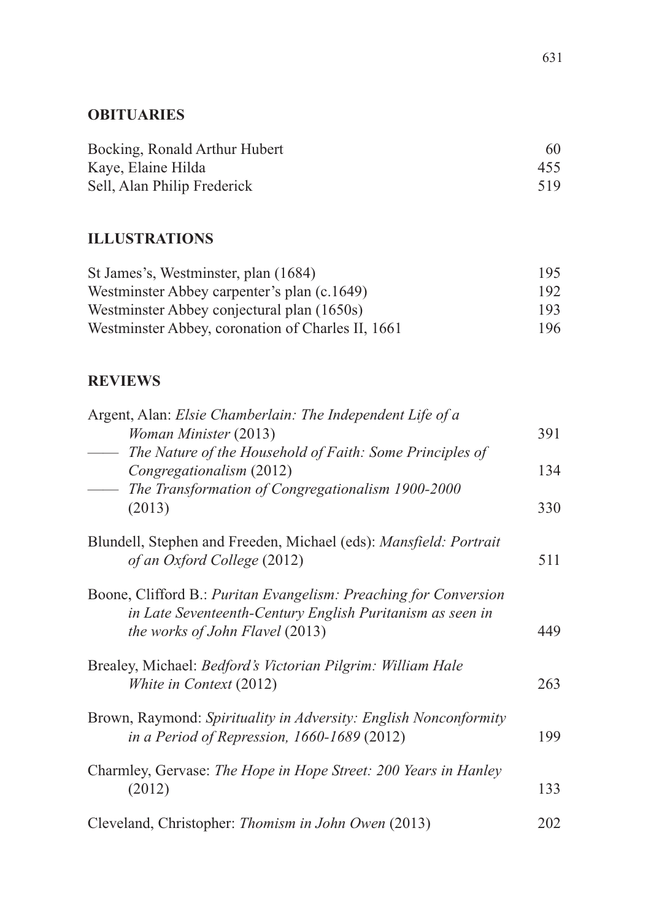## OBITUARIES

| | |
|---|---|
| Bocking, Ronald Arthur Hubert | 60 |
| Kaye, Elaine Hilda | 455 |
| Sell, Alan Philip Frederick | 519 |

## ILLUSTRATIONS

| | |
|---|---|
| St James's, Westminster, plan (1684) | 195 |
| Westminster Abbey carpenter's plan (c.1649) | 192 |
| Westminster Abbey conjectural plan (1650s) | 193 |
| Westminster Abbey, coronation of Charles II, 1661 | 196 |

## REVIEWS

| | |
|---|---|
| Argent, Alan: *Elsie Chamberlain: The Independent Life of a Woman Minister* (2013) | 391 |
| —— *The Nature of the Household of Faith: Some Principles of Congregationalism* (2012) | 134 |
| —— *The Transformation of Congregationalism 1900-2000* (2013) | 330 |
| Blundell, Stephen and Freeden, Michael (eds): *Mansfield: Portrait of an Oxford College* (2012) | 511 |
| Boone, Clifford B.: *Puritan Evangelism: Preaching for Conversion in Late Seventeenth-Century English Puritanism as seen in the works of John Flavel* (2013) | 449 |
| Brealey, Michael: *Bedford's Victorian Pilgrim: William Hale White in Context* (2012) | 263 |
| Brown, Raymond: *Spirituality in Adversity: English Nonconformity in a Period of Repression, 1660-1689* (2012) | 199 |
| Charmley, Gervase: *The Hope in Hope Street: 200 Years in Hanley* (2012) | 133 |
| Cleveland, Christopher: *Thomism in John Owen* (2013) | 202 |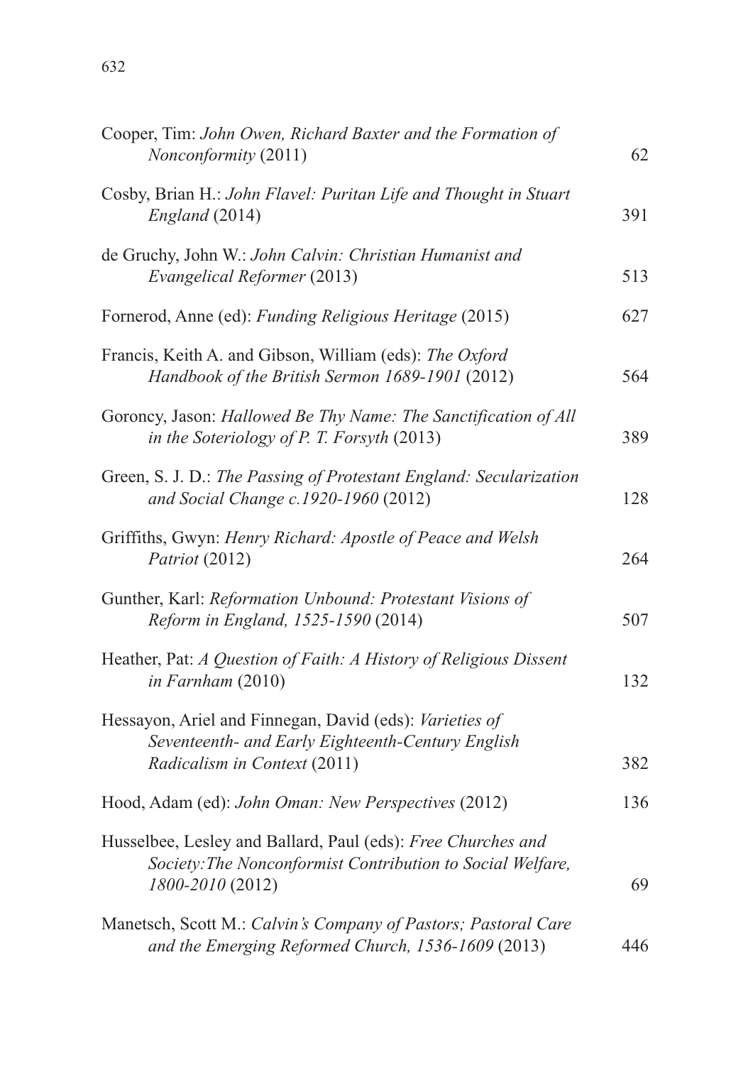Cooper, Tim: *John Owen, Richard Baxter and the Formation of Nonconformity* (2011) 62

Cosby, Brian H.: *John Flavel: Puritan Life and Thought in Stuart England* (2014) 391

de Gruchy, John W.: *John Calvin: Christian Humanist and Evangelical Reformer* (2013) 513

Fornerod, Anne (ed): *Funding Religious Heritage* (2015) 627

Francis, Keith A. and Gibson, William (eds): *The Oxford Handbook of the British Sermon 1689-1901* (2012) 564

Goroncy, Jason: *Hallowed Be Thy Name: The Sanctification of All in the Soteriology of P. T. Forsyth* (2013) 389

Green, S. J. D.: *The Passing of Protestant England: Secularization and Social Change c.1920-1960* (2012) 128

Griffiths, Gwyn: *Henry Richard: Apostle of Peace and Welsh Patriot* (2012) 264

Gunther, Karl: *Reformation Unbound: Protestant Visions of Reform in England, 1525-1590* (2014) 507

Heather, Pat: *A Question of Faith: A History of Religious Dissent in Farnham* (2010) 132

Hessayon, Ariel and Finnegan, David (eds): *Varieties of Seventeenth- and Early Eighteenth-Century English Radicalism in Context* (2011) 382

Hood, Adam (ed): *John Oman: New Perspectives* (2012) 136

Husselbee, Lesley and Ballard, Paul (eds): *Free Churches and Society:The Nonconformist Contribution to Social Welfare, 1800-2010* (2012) 69

Manetsch, Scott M.: *Calvin's Company of Pastors; Pastoral Care and the Emerging Reformed Church, 1536-1609* (2013) 446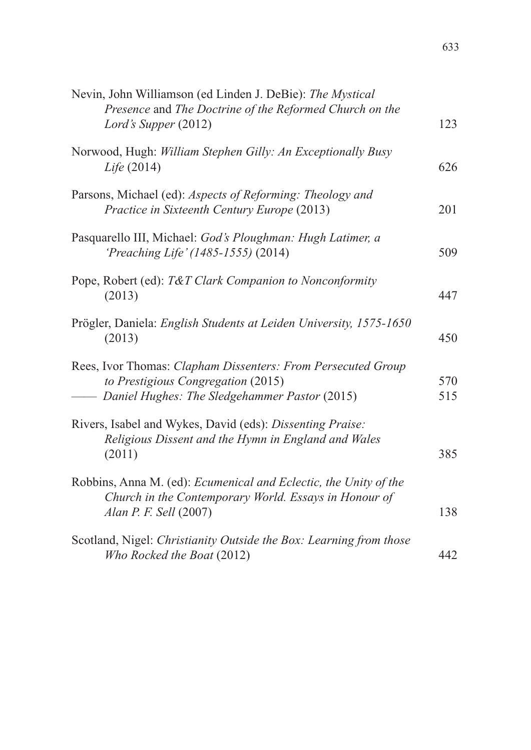Nevin, John Williamson (ed Linden J. DeBie): *The Mystical Presence* and *The Doctrine of the Reformed Church on the Lord's Supper* (2012) 123

Norwood, Hugh: *William Stephen Gilly: An Exceptionally Busy Life* (2014) 626

Parsons, Michael (ed): *Aspects of Reforming: Theology and Practice in Sixteenth Century Europe* (2013) 201

Pasquarello III, Michael: *God's Ploughman: Hugh Latimer, a 'Preaching Life' (1485-1555)* (2014) 509

Pope, Robert (ed): *T&T Clark Companion to Nonconformity* (2013) 447

Prögler, Daniela: *English Students at Leiden University, 1575-1650* (2013) 450

Rees, Ivor Thomas: *Clapham Dissenters: From Persecuted Group to Prestigious Congregation* (2015) 570
—— *Daniel Hughes: The Sledgehammer Pastor* (2015) 515

Rivers, Isabel and Wykes, David (eds): *Dissenting Praise: Religious Dissent and the Hymn in England and Wales* (2011) 385

Robbins, Anna M. (ed): *Ecumenical and Eclectic, the Unity of the Church in the Contemporary World. Essays in Honour of Alan P. F. Sell* (2007) 138

Scotland, Nigel: *Christianity Outside the Box: Learning from those Who Rocked the Boat* (2012) 442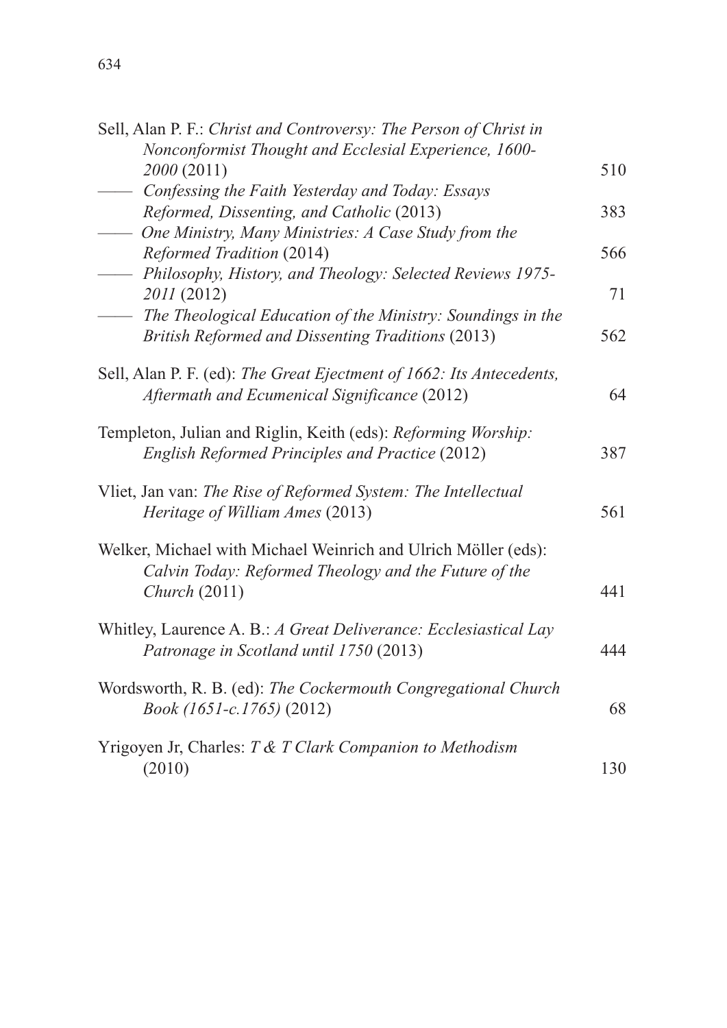Sell, Alan P. F.: *Christ and Controversy: The Person of Christ in Nonconformist Thought and Ecclesial Experience, 1600-2000* (2011) 510

—— *Confessing the Faith Yesterday and Today: Essays Reformed, Dissenting, and Catholic* (2013) 383

—— *One Ministry, Many Ministries: A Case Study from the Reformed Tradition* (2014) 566

—— *Philosophy, History, and Theology: Selected Reviews 1975-2011* (2012) 71

—— *The Theological Education of the Ministry: Soundings in the British Reformed and Dissenting Traditions* (2013) 562

Sell, Alan P. F. (ed): *The Great Ejectment of 1662: Its Antecedents, Aftermath and Ecumenical Significance* (2012) 64

Templeton, Julian and Riglin, Keith (eds): *Reforming Worship: English Reformed Principles and Practice* (2012) 387

Vliet, Jan van: *The Rise of Reformed System: The Intellectual Heritage of William Ames* (2013) 561

Welker, Michael with Michael Weinrich and Ulrich Möller (eds): *Calvin Today: Reformed Theology and the Future of the Church* (2011) 441

Whitley, Laurence A. B.: *A Great Deliverance: Ecclesiastical Lay Patronage in Scotland until 1750* (2013) 444

Wordsworth, R. B. (ed): *The Cockermouth Congregational Church Book (1651-c.1765)* (2012) 68

Yrigoyen Jr, Charles: *T & T Clark Companion to Methodism* (2010) 130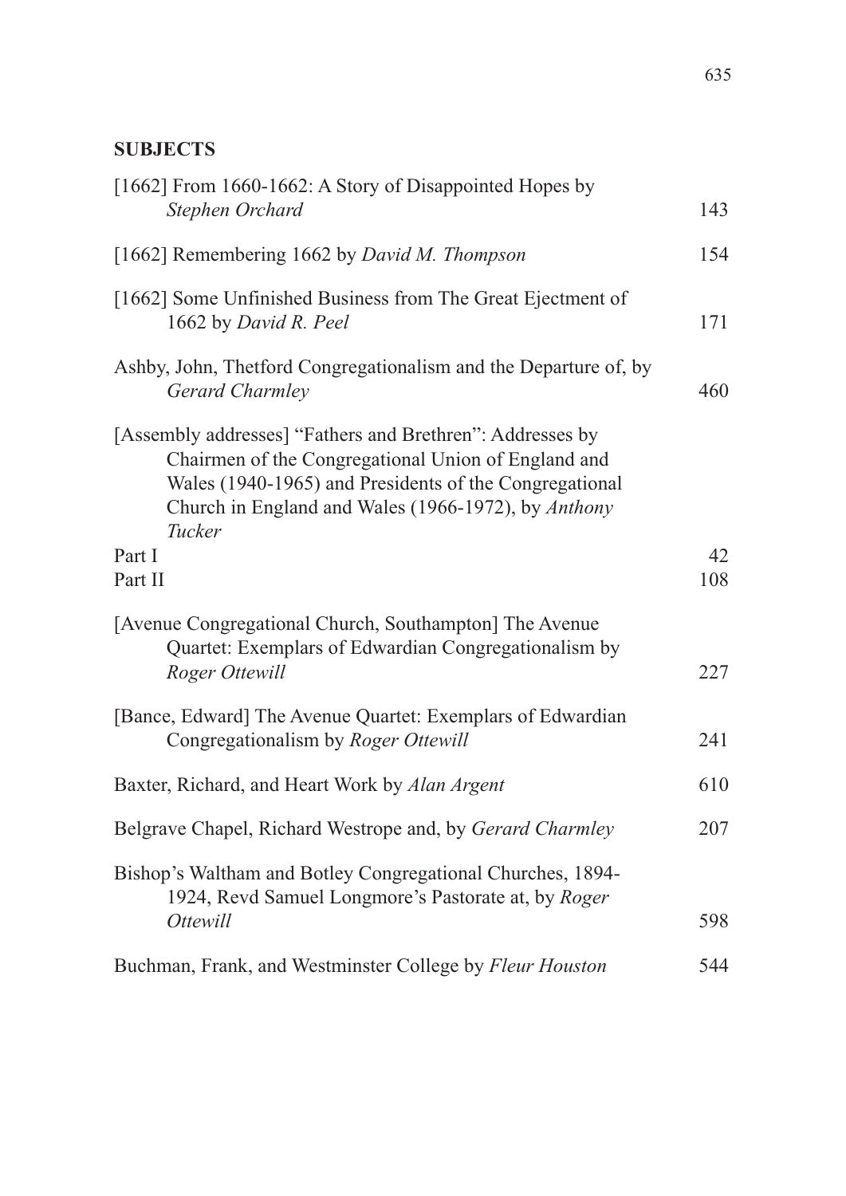## SUBJECTS

[1662] From 1660-1662: A Story of Disappointed Hopes by *Stephen Orchard* 143

[1662] Remembering 1662 by *David M. Thompson* 154

[1662] Some Unfinished Business from The Great Ejectment of 1662 by *David R. Peel* 171

Ashby, John, Thetford Congregationalism and the Departure of, by *Gerard Charmley* 460

[Assembly addresses] "Fathers and Brethren": Addresses by Chairmen of the Congregational Union of England and Wales (1940-1965) and Presidents of the Congregational Church in England and Wales (1966-1972), by *Anthony Tucker*

Part I 42

Part II 108

[Avenue Congregational Church, Southampton] The Avenue Quartet: Exemplars of Edwardian Congregationalism by *Roger Ottewill* 227

[Bance, Edward] The Avenue Quartet: Exemplars of Edwardian Congregationalism by *Roger Ottewill* 241

Baxter, Richard, and Heart Work by *Alan Argent* 610

Belgrave Chapel, Richard Westrope and, by *Gerard Charmley* 207

Bishop's Waltham and Botley Congregational Churches, 1894-1924, Revd Samuel Longmore's Pastorate at, by *Roger Ottewill* 598

Buchman, Frank, and Westminster College by *Fleur Houston* 544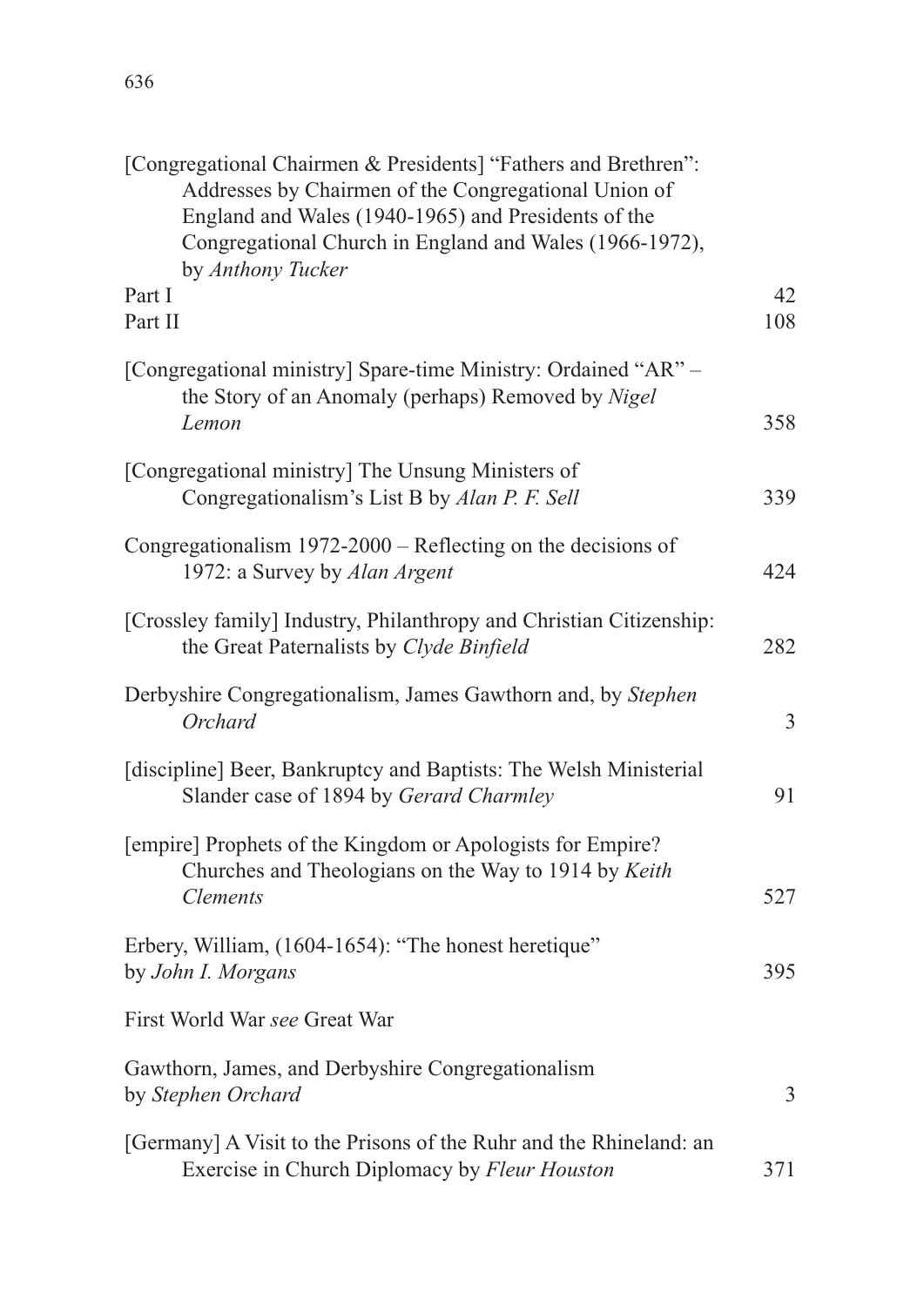[Congregational Chairmen & Presidents] "Fathers and Brethren": Addresses by Chairmen of the Congregational Union of England and Wales (1940-1965) and Presidents of the Congregational Church in England and Wales (1966-1972), by *Anthony Tucker*
Part I 42
Part II 108

[Congregational ministry] Spare-time Ministry: Ordained "AR" – the Story of an Anomaly (perhaps) Removed by *Nigel Lemon* 358

[Congregational ministry] The Unsung Ministers of Congregationalism's List B by *Alan P. F. Sell* 339

Congregationalism 1972-2000 – Reflecting on the decisions of 1972: a Survey by *Alan Argent* 424

[Crossley family] Industry, Philanthropy and Christian Citizenship: the Great Paternalists by *Clyde Binfield* 282

Derbyshire Congregationalism, James Gawthorn and, by *Stephen Orchard* 3

[discipline] Beer, Bankruptcy and Baptists: The Welsh Ministerial Slander case of 1894 by *Gerard Charmley* 91

[empire] Prophets of the Kingdom or Apologists for Empire? Churches and Theologians on the Way to 1914 by *Keith Clements* 527

Erbery, William, (1604-1654): "The honest heretique" by *John I. Morgans* 395

First World War *see* Great War

Gawthorn, James, and Derbyshire Congregationalism by *Stephen Orchard* 3

[Germany] A Visit to the Prisons of the Ruhr and the Rhineland: an Exercise in Church Diplomacy by *Fleur Houston* 371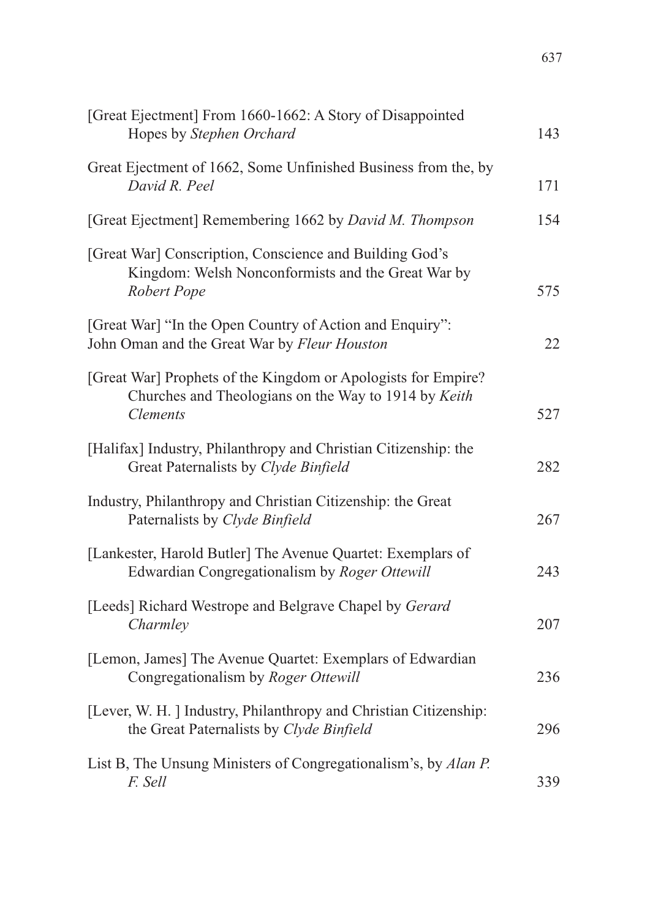[Great Ejectment] From 1660-1662: A Story of Disappointed Hopes by *Stephen Orchard* 143

Great Ejectment of 1662, Some Unfinished Business from the, by *David R. Peel* 171

[Great Ejectment] Remembering 1662 by *David M. Thompson* 154

[Great War] Conscription, Conscience and Building God's Kingdom: Welsh Nonconformists and the Great War by *Robert Pope* 575

[Great War] "In the Open Country of Action and Enquiry": John Oman and the Great War by *Fleur Houston* 22

[Great War] Prophets of the Kingdom or Apologists for Empire? Churches and Theologians on the Way to 1914 by *Keith Clements* 527

[Halifax] Industry, Philanthropy and Christian Citizenship: the Great Paternalists by *Clyde Binfield* 282

Industry, Philanthropy and Christian Citizenship: the Great Paternalists by *Clyde Binfield* 267

[Lankester, Harold Butler] The Avenue Quartet: Exemplars of Edwardian Congregationalism by *Roger Ottewill* 243

[Leeds] Richard Westrope and Belgrave Chapel by *Gerard Charmley* 207

[Lemon, James] The Avenue Quartet: Exemplars of Edwardian Congregationalism by *Roger Ottewill* 236

[Lever, W. H. ] Industry, Philanthropy and Christian Citizenship: the Great Paternalists by *Clyde Binfield* 296

List B, The Unsung Ministers of Congregationalism's, by *Alan P. F. Sell* 339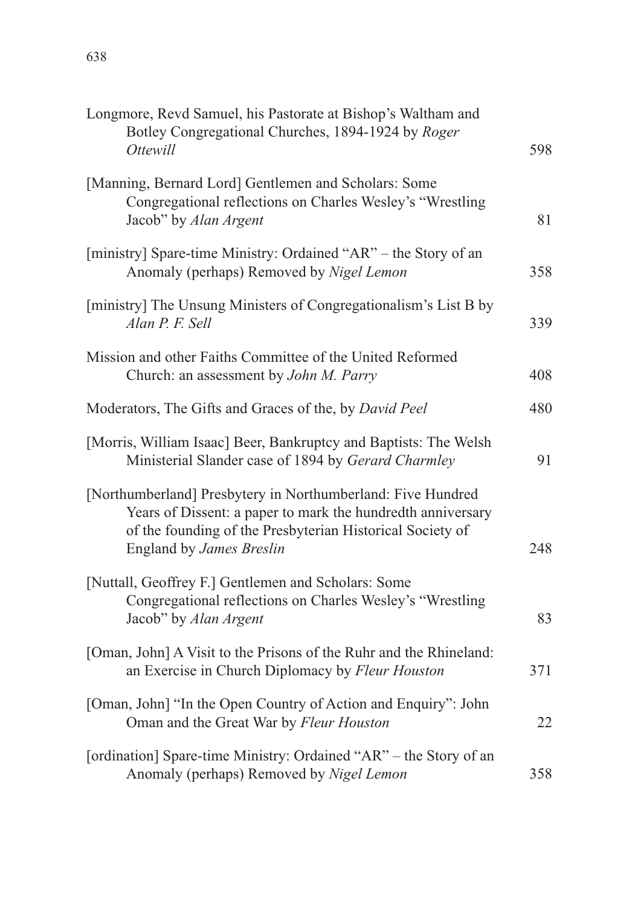Longmore, Revd Samuel, his Pastorate at Bishop's Waltham and Botley Congregational Churches, 1894-1924 by *Roger Ottewill* 598

[Manning, Bernard Lord] Gentlemen and Scholars: Some Congregational reflections on Charles Wesley's "Wrestling Jacob" by *Alan Argent* 81

[ministry] Spare-time Ministry: Ordained "AR" – the Story of an Anomaly (perhaps) Removed by *Nigel Lemon* 358

[ministry] The Unsung Ministers of Congregationalism's List B by *Alan P. F. Sell* 339

Mission and other Faiths Committee of the United Reformed Church: an assessment by *John M. Parry* 408

Moderators, The Gifts and Graces of the, by *David Peel* 480

[Morris, William Isaac] Beer, Bankruptcy and Baptists: The Welsh Ministerial Slander case of 1894 by *Gerard Charmley* 91

[Northumberland] Presbytery in Northumberland: Five Hundred Years of Dissent: a paper to mark the hundredth anniversary of the founding of the Presbyterian Historical Society of England by *James Breslin* 248

[Nuttall, Geoffrey F.] Gentlemen and Scholars: Some Congregational reflections on Charles Wesley's "Wrestling Jacob" by *Alan Argent* 83

[Oman, John] A Visit to the Prisons of the Ruhr and the Rhineland: an Exercise in Church Diplomacy by *Fleur Houston* 371

[Oman, John] "In the Open Country of Action and Enquiry": John Oman and the Great War by *Fleur Houston* 22

[ordination] Spare-time Ministry: Ordained "AR" – the Story of an Anomaly (perhaps) Removed by *Nigel Lemon* 358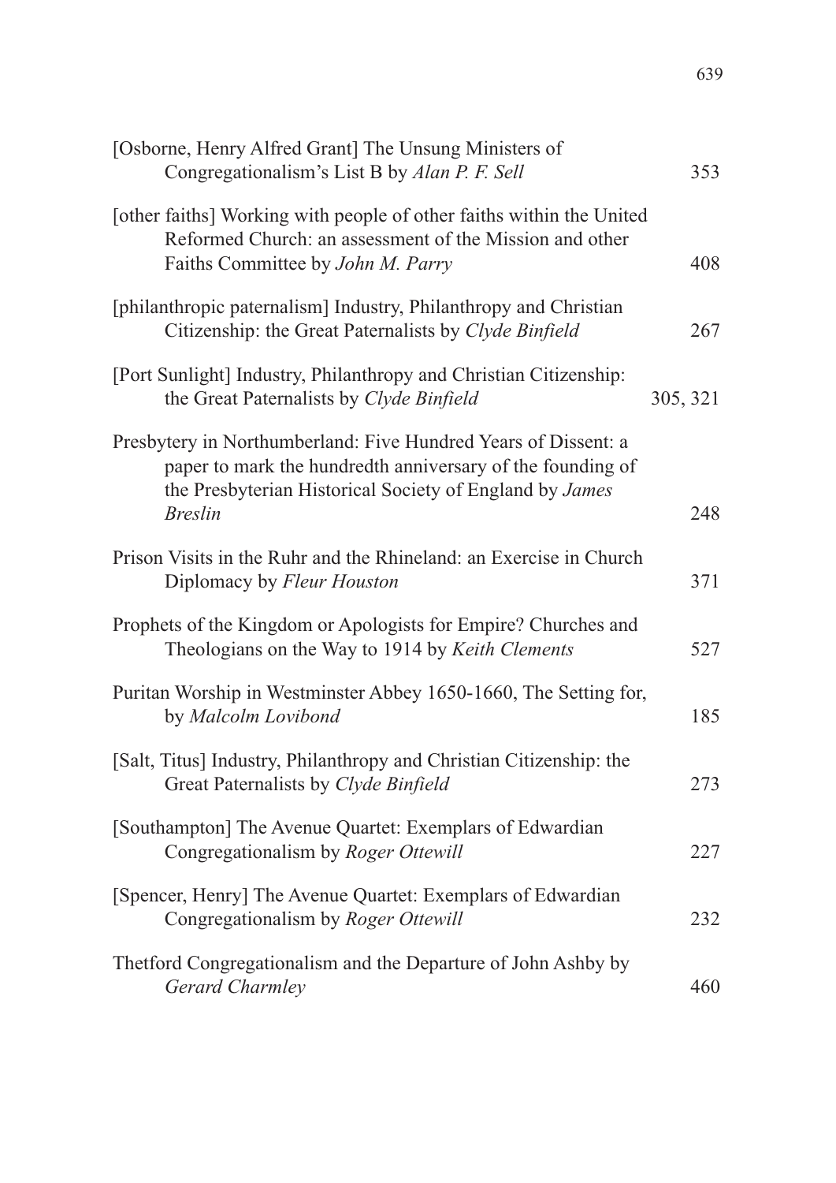[Osborne, Henry Alfred Grant] The Unsung Ministers of Congregationalism's List B by *Alan P. F. Sell* 353

[other faiths] Working with people of other faiths within the United Reformed Church: an assessment of the Mission and other Faiths Committee by *John M. Parry* 408

[philanthropic paternalism] Industry, Philanthropy and Christian Citizenship: the Great Paternalists by *Clyde Binfield* 267

[Port Sunlight] Industry, Philanthropy and Christian Citizenship: the Great Paternalists by *Clyde Binfield* 305, 321

Presbytery in Northumberland: Five Hundred Years of Dissent: a paper to mark the hundredth anniversary of the founding of the Presbyterian Historical Society of England by *James Breslin* 248

Prison Visits in the Ruhr and the Rhineland: an Exercise in Church Diplomacy by *Fleur Houston* 371

Prophets of the Kingdom or Apologists for Empire? Churches and Theologians on the Way to 1914 by *Keith Clements* 527

Puritan Worship in Westminster Abbey 1650-1660, The Setting for, by *Malcolm Lovibond* 185

[Salt, Titus] Industry, Philanthropy and Christian Citizenship: the Great Paternalists by *Clyde Binfield* 273

[Southampton] The Avenue Quartet: Exemplars of Edwardian Congregationalism by *Roger Ottewill* 227

[Spencer, Henry] The Avenue Quartet: Exemplars of Edwardian Congregationalism by *Roger Ottewill* 232

Thetford Congregationalism and the Departure of John Ashby by *Gerard Charmley* 460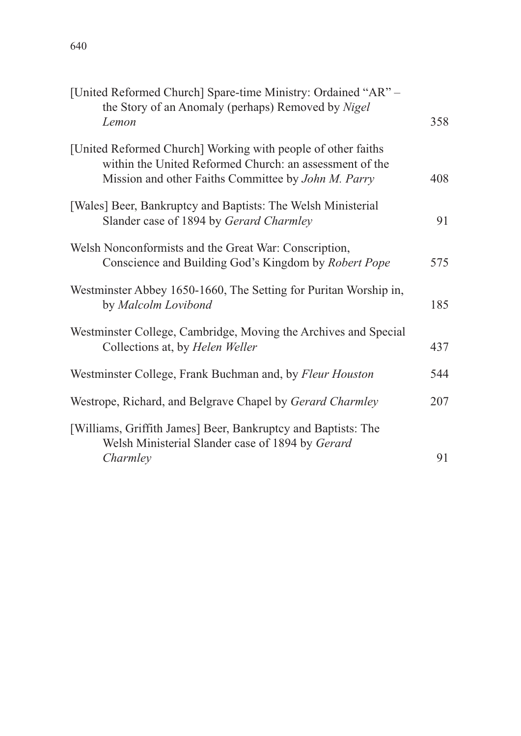[United Reformed Church] Spare-time Ministry: Ordained "AR" – the Story of an Anomaly (perhaps) Removed by *Nigel Lemon* 358

[United Reformed Church] Working with people of other faiths within the United Reformed Church: an assessment of the Mission and other Faiths Committee by *John M. Parry* 408

[Wales] Beer, Bankruptcy and Baptists: The Welsh Ministerial Slander case of 1894 by *Gerard Charmley* 91

Welsh Nonconformists and the Great War: Conscription, Conscience and Building God's Kingdom by *Robert Pope* 575

Westminster Abbey 1650-1660, The Setting for Puritan Worship in, by *Malcolm Lovibond* 185

Westminster College, Cambridge, Moving the Archives and Special Collections at, by *Helen Weller* 437

Westminster College, Frank Buchman and, by *Fleur Houston* 544

Westrope, Richard, and Belgrave Chapel by *Gerard Charmley* 207

[Williams, Griffith James] Beer, Bankruptcy and Baptists: The Welsh Ministerial Slander case of 1894 by *Gerard Charmley* 91